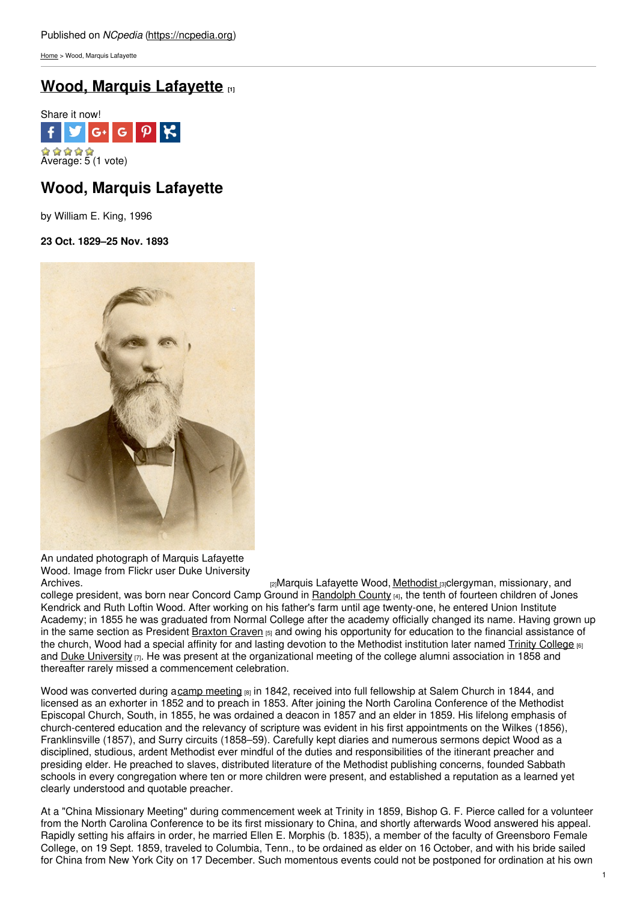Published on *NCpedia* (https://ncpedia.org)

Home > Wood, Marquis Lafayette

# Wood, Marquis Lafayette [1]

Share it now!

Average: 5 (1 vote)

## Wood, Marquis Lafayette

by William E. King, 1996

**23 Oct. 1829–25 Nov. 1893**

An undated photograph of Marquis Lafayette Wood. Image from Flickr user Duke University Archives. [2]

Marquis Lafayette Wood, Methodist [3] clergyman, missionary, and college president, was born near Concord Camp Ground in Randolph County [4], the tenth of fourteen children of Jones Kendrick and Ruth Loftin Wood. After working on his father's farm until age twenty-one, he entered Union Institute Academy; in 1855 he was graduated from Normal College after the academy officially changed its name. Having grown up in the same section as President Braxton Craven [5] and owing his opportunity for education to the financial assistance of the church, Wood had a special affinity for and lasting devotion to the Methodist institution later named Trinity College [6] and Duke University [7]. He was present at the organizational meeting of the college alumni association in 1858 and thereafter rarely missed a commencement celebration.

Wood was converted during a camp meeting [8] in 1842, received into full fellowship at Salem Church in 1844, and licensed as an exhorter in 1852 and to preach in 1853. After joining the North Carolina Conference of the Methodist Episcopal Church, South, in 1855, he was ordained a deacon in 1857 and an elder in 1859. His lifelong emphasis of church-centered education and the relevancy of scripture was evident in his first appointments on the Wilkes (1856), Franklinsville (1857), and Surry circuits (1858–59). Carefully kept diaries and numerous sermons depict Wood as a disciplined, studious, ardent Methodist ever mindful of the duties and responsibilities of the itinerant preacher and presiding elder. He preached to slaves, distributed literature of the Methodist publishing concerns, founded Sabbath schools in every congregation where ten or more children were present, and established a reputation as a learned yet clearly understood and quotable preacher.

At a "China Missionary Meeting" during commencement week at Trinity in 1859, Bishop G. F. Pierce called for a volunteer from the North Carolina Conference to be its first missionary to China, and shortly afterwards Wood answered his appeal. Rapidly setting his affairs in order, he married Ellen E. Morphis (b. 1835), a member of the faculty of Greensboro Female College, on 19 Sept. 1859, traveled to Columbia, Tenn., to be ordained as elder on 16 October, and with his bride sailed for China from New York City on 17 December. Such momentous events could not be postponed for ordination at his own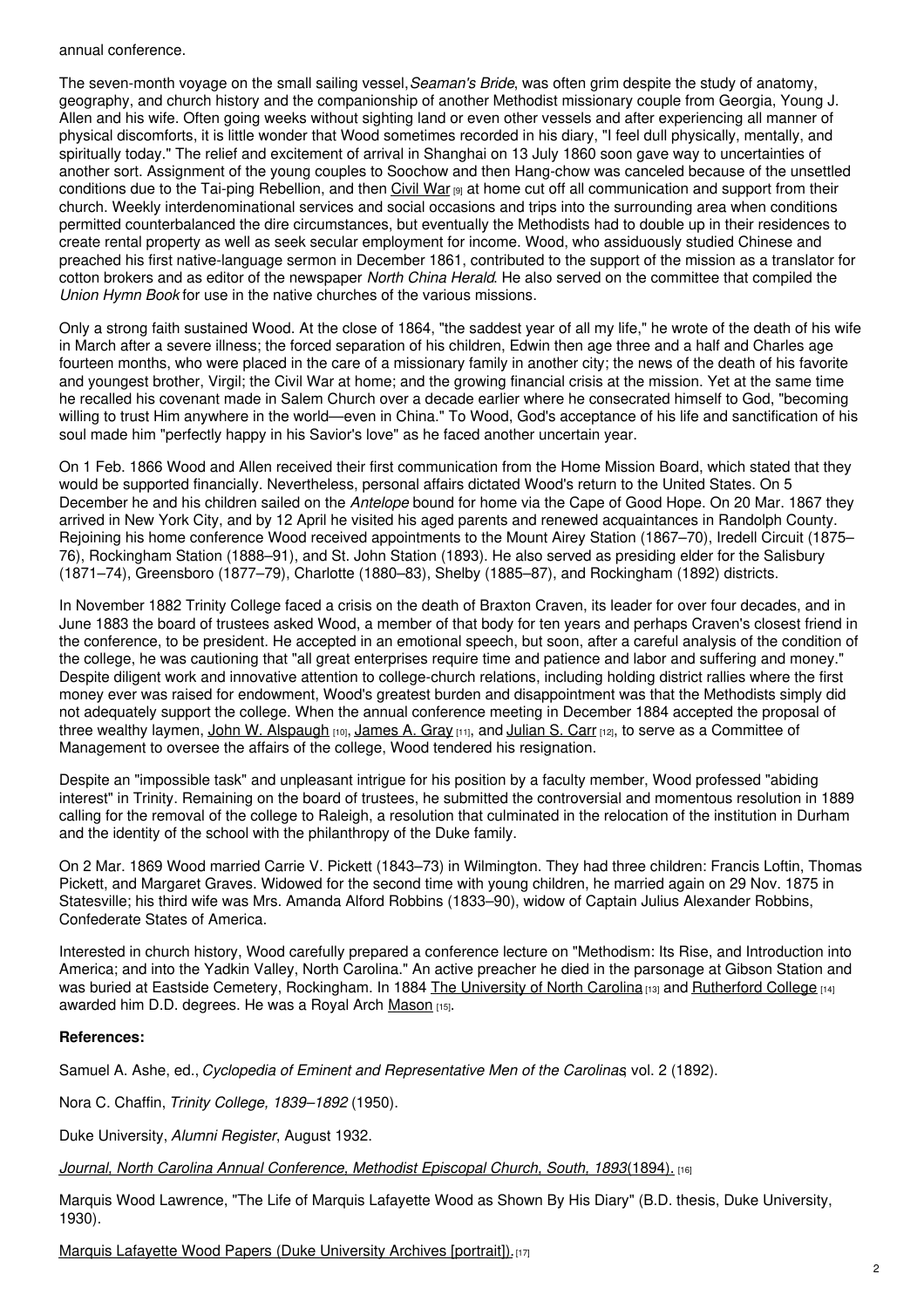annual conference.

The seven-month voyage on the small sailing vessel, *Seaman's Bride*, was often grim despite the study of anatomy, geography, and church history and the companionship of another Methodist missionary couple from Georgia, Young J. Allen and his wife. Often going weeks without sighting land or even other vessels and after experiencing all manner of physical discomforts, it is little wonder that Wood sometimes recorded in his diary, "I feel dull physically, mentally, and spiritually today." The relief and excitement of arrival in Shanghai on 13 July 1860 soon gave way to uncertainties of another sort. Assignment of the young couples to Soochow and then Hang-chow was canceled because of the unsettled conditions due to the Tai-ping Rebellion, and then Civil War [9] at home cut off all communication and support from their church. Weekly interdenominational services and social occasions and trips into the surrounding area when conditions permitted counterbalanced the dire circumstances, but eventually the Methodists had to double up in their residences to create rental property as well as seek secular employment for income. Wood, who assiduously studied Chinese and preached his first native-language sermon in December 1861, contributed to the support of the mission as a translator for cotton brokers and as editor of the newspaper *North China Herald*. He also served on the committee that compiled the *Union Hymn Book* for use in the native churches of the various missions.

Only a strong faith sustained Wood. At the close of 1864, "the saddest year of all my life," he wrote of the death of his wife in March after a severe illness; the forced separation of his children, Edwin then age three and a half and Charles age fourteen months, who were placed in the care of a missionary family in another city; the news of the death of his favorite and youngest brother, Virgil; the Civil War at home; and the growing financial crisis at the mission. Yet at the same time he recalled his covenant made in Salem Church over a decade earlier where he consecrated himself to God, "becoming willing to trust Him anywhere in the world—even in China." To Wood, God's acceptance of his life and sanctification of his soul made him "perfectly happy in his Savior's love" as he faced another uncertain year.

On 1 Feb. 1866 Wood and Allen received their first communication from the Home Mission Board, which stated that they would be supported financially. Nevertheless, personal affairs dictated Wood's return to the United States. On 5 December he and his children sailed on the *Antelope* bound for home via the Cape of Good Hope. On 20 Mar. 1867 they arrived in New York City, and by 12 April he visited his aged parents and renewed acquaintances in Randolph County. Rejoining his home conference Wood received appointments to the Mount Airey Station (1867–70), Iredell Circuit (1875–76), Rockingham Station (1888–91), and St. John Station (1893). He also served as presiding elder for the Salisbury (1871–74), Greensboro (1877–79), Charlotte (1880–83), Shelby (1885–87), and Rockingham (1892) districts.

In November 1882 Trinity College faced a crisis on the death of Braxton Craven, its leader for over four decades, and in June 1883 the board of trustees asked Wood, a member of that body for ten years and perhaps Craven's closest friend in the conference, to be president. He accepted in an emotional speech, but soon, after a careful analysis of the condition of the college, he was cautioning that "all great enterprises require time and patience and labor and suffering and money." Despite diligent work and innovative attention to college-church relations, including holding district rallies where the first money ever was raised for endowment, Wood's greatest burden and disappointment was that the Methodists simply did not adequately support the college. When the annual conference meeting in December 1884 accepted the proposal of three wealthy laymen, John W. Alspaugh [10], James A. Gray [11], and Julian S. Carr [12], to serve as a Committee of Management to oversee the affairs of the college, Wood tendered his resignation.

Despite an "impossible task" and unpleasant intrigue for his position by a faculty member, Wood professed "abiding interest" in Trinity. Remaining on the board of trustees, he submitted the controversial and momentous resolution in 1889 calling for the removal of the college to Raleigh, a resolution that culminated in the relocation of the institution in Durham and the identity of the school with the philanthropy of the Duke family.

On 2 Mar. 1869 Wood married Carrie V. Pickett (1843–73) in Wilmington. They had three children: Francis Loftin, Thomas Pickett, and Margaret Graves. Widowed for the second time with young children, he married again on 29 Nov. 1875 in Statesville; his third wife was Mrs. Amanda Alford Robbins (1833–90), widow of Captain Julius Alexander Robbins, Confederate States of America.

Interested in church history, Wood carefully prepared a conference lecture on "Methodism: Its Rise, and Introduction into America; and into the Yadkin Valley, North Carolina." An active preacher he died in the parsonage at Gibson Station and was buried at Eastside Cemetery, Rockingham. In 1884 The University of North Carolina [13] and Rutherford College [14] awarded him D.D. degrees. He was a Royal Arch Mason [15].

**References:**

Samuel A. Ashe, ed., *Cyclopedia of Eminent and Representative Men of the Carolinas*, vol. 2 (1892).

Nora C. Chaffin, *Trinity College, 1839–1892* (1950).

Duke University, *Alumni Register*, August 1932.

*Journal, North Carolina Annual Conference, Methodist Episcopal Church, South, 1893* (1894). [16]

Marquis Wood Lawrence, "The Life of Marquis Lafayette Wood as Shown By His Diary" (B.D. thesis, Duke University, 1930).

Marquis Lafayette Wood Papers (Duke University Archives [portrait]). [17]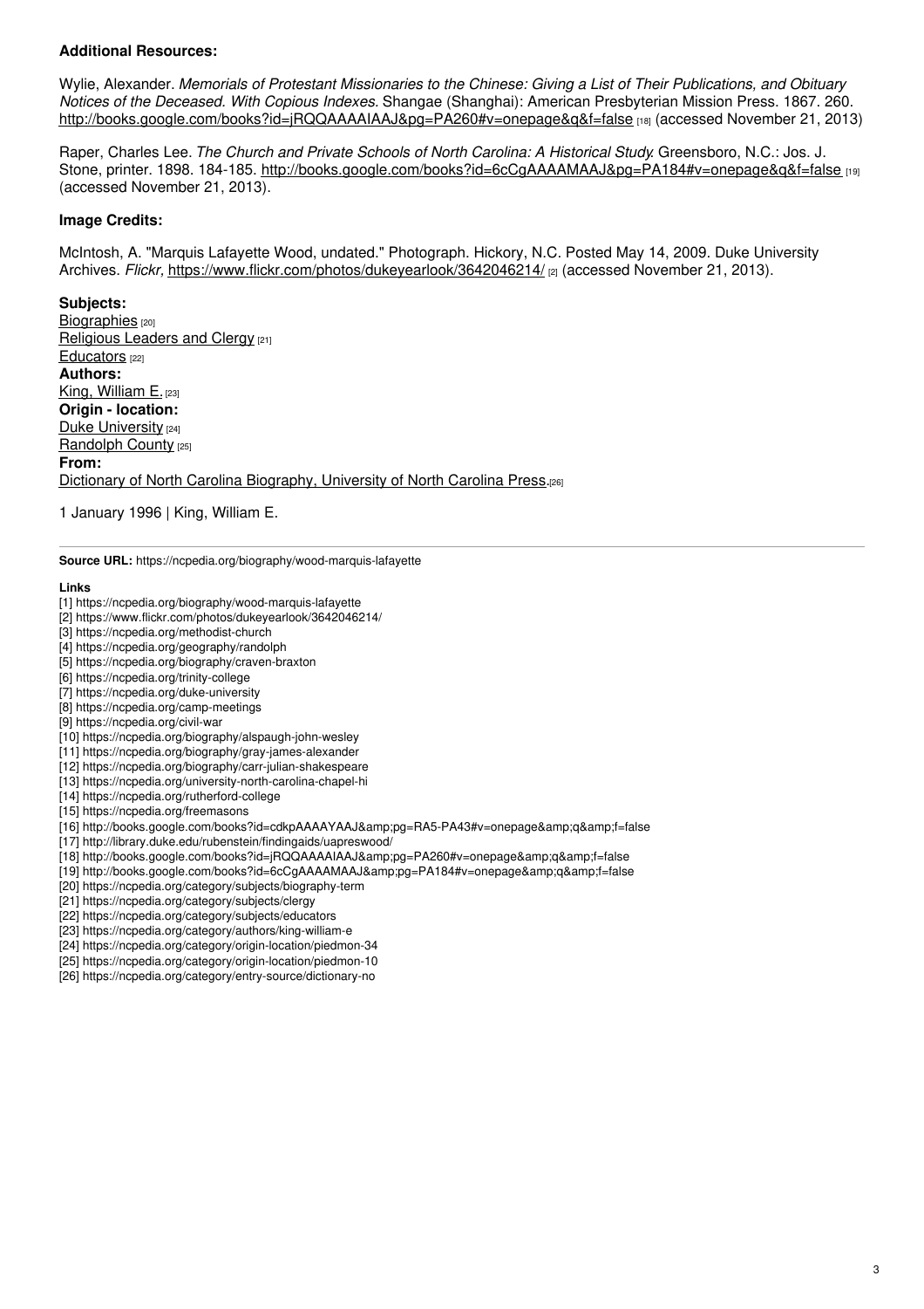**Additional Resources:**

Wylie, Alexander. *Memorials of Protestant Missionaries to the Chinese: Giving a List of Their Publications, and Obituary Notices of the Deceased. With Copious Indexes.* Shangae (Shanghai): American Presbyterian Mission Press. 1867. 260. http://books.google.com/books?id=jRQQAAAAIAAJ&pg=PA260#v=onepage&q&f=false [18] (accessed November 21, 2013)

Raper, Charles Lee. *The Church and Private Schools of North Carolina: A Historical Study.* Greensboro, N.C.: Jos. J. Stone, printer. 1898. 184-185. http://books.google.com/books?id=6cCgAAAAMAAJ&pg=PA184#v=onepage&q&f=false [19] (accessed November 21, 2013).

**Image Credits:**

McIntosh, A. "Marquis Lafayette Wood, undated." Photograph. Hickory, N.C. Posted May 14, 2009. Duke University Archives. *Flickr*, https://www.flickr.com/photos/dukeyearlook/3642046214/ [2] (accessed November 21, 2013).

**Subjects:**
Biographies [20]
Religious Leaders and Clergy [21]
Educators [22]
**Authors:**
King, William E. [23]
**Origin - location:**
Duke University [24]
Randolph County [25]
**From:**
Dictionary of North Carolina Biography, University of North Carolina Press.[26]

1 January 1996 | King, William E.

---

**Source URL:** https://ncpedia.org/biography/wood-marquis-lafayette

**Links**
[1] https://ncpedia.org/biography/wood-marquis-lafayette
[2] https://www.flickr.com/photos/dukeyearlook/3642046214/
[3] https://ncpedia.org/methodist-church
[4] https://ncpedia.org/geography/randolph
[5] https://ncpedia.org/biography/craven-braxton
[6] https://ncpedia.org/trinity-college
[7] https://ncpedia.org/duke-university
[8] https://ncpedia.org/camp-meetings
[9] https://ncpedia.org/civil-war
[10] https://ncpedia.org/biography/alspaugh-john-wesley
[11] https://ncpedia.org/biography/gray-james-alexander
[12] https://ncpedia.org/biography/carr-julian-shakespeare
[13] https://ncpedia.org/university-north-carolina-chapel-hi
[14] https://ncpedia.org/rutherford-college
[15] https://ncpedia.org/freemasons
[16] http://books.google.com/books?id=cdkpAAAAYAAJ&amp;pg=RA5-PA43#v=onepage&amp;q&amp;f=false
[17] http://library.duke.edu/rubenstein/findingaids/uapreswood/
[18] http://books.google.com/books?id=jRQQAAAAIAAJ&amp;pg=PA260#v=onepage&amp;q&amp;f=false
[19] http://books.google.com/books?id=6cCgAAAAMAAJ&amp;pg=PA184#v=onepage&amp;q&amp;f=false
[20] https://ncpedia.org/category/subjects/biography-term
[21] https://ncpedia.org/category/subjects/clergy
[22] https://ncpedia.org/category/subjects/educators
[23] https://ncpedia.org/category/authors/king-william-e
[24] https://ncpedia.org/category/origin-location/piedmon-34
[25] https://ncpedia.org/category/origin-location/piedmon-10
[26] https://ncpedia.org/category/entry-source/dictionary-no